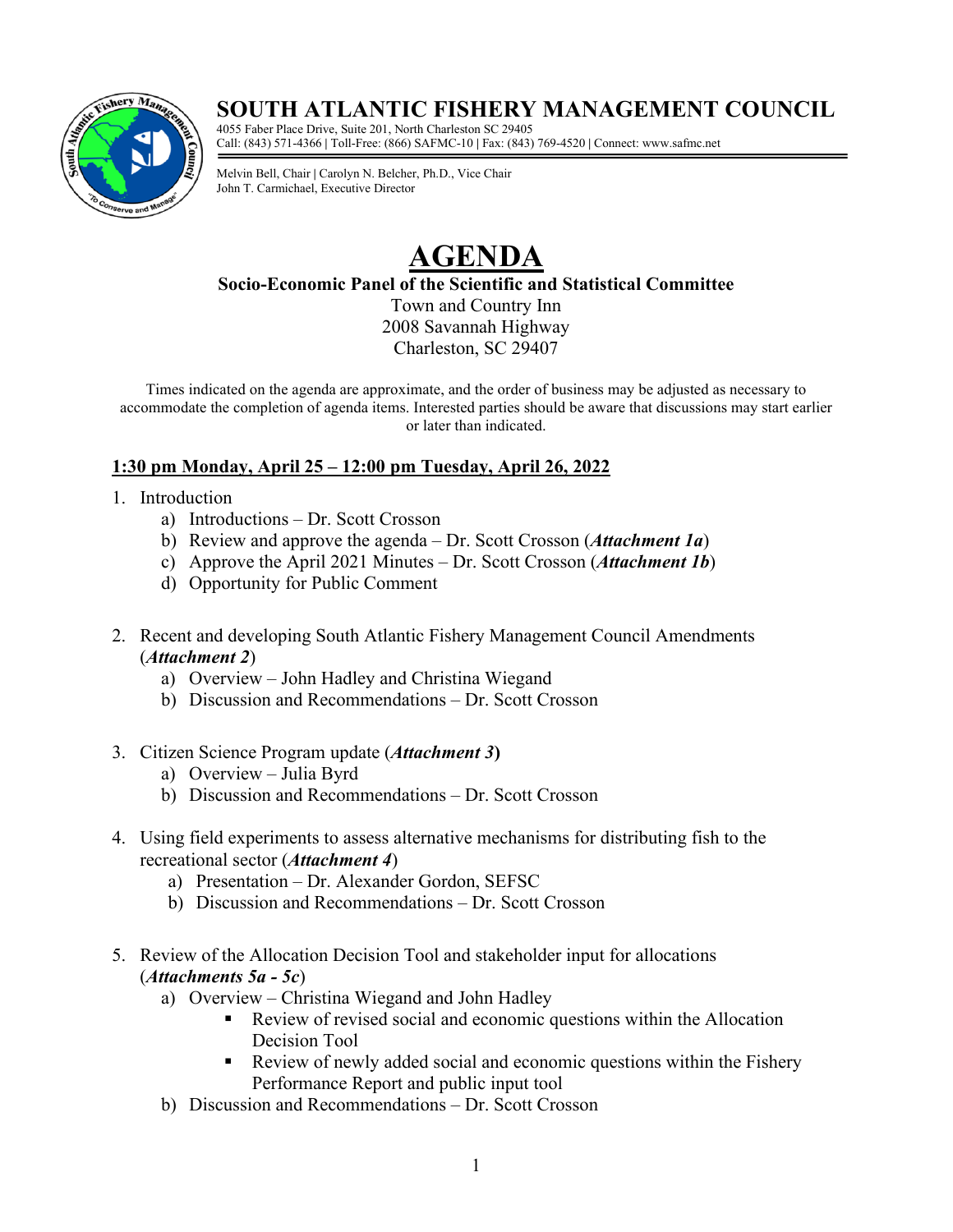# SOUTH ATLANTIC FISHERY MANAGEMENT COUNCIL

4055 Faber Place Drive, Suite 201, North Charleston SC 29405
Call: (843) 571-4366 | Toll-Free: (866) SAFMC-10 | Fax: (843) 769-4520 | Connect: www.safmc.net

Melvin Bell, Chair | Carolyn N. Belcher, Ph.D., Vice Chair
John T. Carmichael, Executive Director

# AGENDA

## Socio-Economic Panel of the Scientific and Statistical Committee

Town and Country Inn
2008 Savannah Highway
Charleston, SC 29407

Times indicated on the agenda are approximate, and the order of business may be adjusted as necessary to accommodate the completion of agenda items. Interested parties should be aware that discussions may start earlier or later than indicated.

**1:30 pm Monday, April 25 – 12:00 pm Tuesday, April 26, 2022**

1. Introduction
   a) Introductions – Dr. Scott Crosson
   b) Review and approve the agenda – Dr. Scott Crosson (***Attachment 1a***)
   c) Approve the April 2021 Minutes – Dr. Scott Crosson (***Attachment 1b***)
   d) Opportunity for Public Comment

2. Recent and developing South Atlantic Fishery Management Council Amendments (***Attachment 2***)
   a) Overview – John Hadley and Christina Wiegand
   b) Discussion and Recommendations – Dr. Scott Crosson

3. Citizen Science Program update (***Attachment 3***)
   a) Overview – Julia Byrd
   b) Discussion and Recommendations – Dr. Scott Crosson

4. Using field experiments to assess alternative mechanisms for distributing fish to the recreational sector (***Attachment 4***)
   a) Presentation – Dr. Alexander Gordon, SEFSC
   b) Discussion and Recommendations – Dr. Scott Crosson

5. Review of the Allocation Decision Tool and stakeholder input for allocations (***Attachments 5a - 5c***)
   a) Overview – Christina Wiegand and John Hadley
      - Review of revised social and economic questions within the Allocation Decision Tool
      - Review of newly added social and economic questions within the Fishery Performance Report and public input tool
   b) Discussion and Recommendations – Dr. Scott Crosson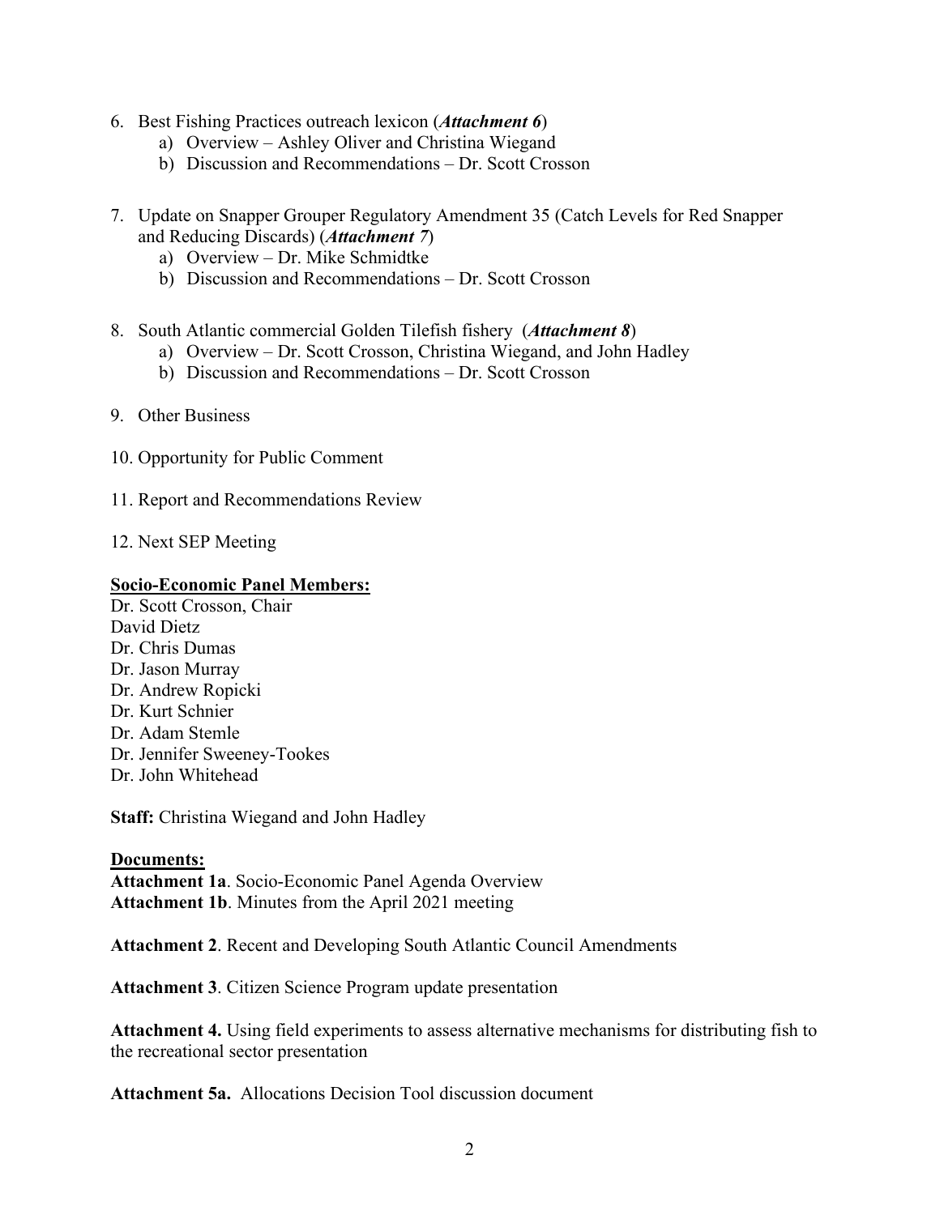6. Best Fishing Practices outreach lexicon (***Attachment 6***)
   a) Overview – Ashley Oliver and Christina Wiegand
   b) Discussion and Recommendations – Dr. Scott Crosson

7. Update on Snapper Grouper Regulatory Amendment 35 (Catch Levels for Red Snapper and Reducing Discards) (***Attachment 7***)
   a) Overview – Dr. Mike Schmidtke
   b) Discussion and Recommendations – Dr. Scott Crosson

8. South Atlantic commercial Golden Tilefish fishery (***Attachment 8***)
   a) Overview – Dr. Scott Crosson, Christina Wiegand, and John Hadley
   b) Discussion and Recommendations – Dr. Scott Crosson

9. Other Business

10. Opportunity for Public Comment

11. Report and Recommendations Review

12. Next SEP Meeting

**Socio-Economic Panel Members:**

Dr. Scott Crosson, Chair
David Dietz
Dr. Chris Dumas
Dr. Jason Murray
Dr. Andrew Ropicki
Dr. Kurt Schnier
Dr. Adam Stemle
Dr. Jennifer Sweeney-Tookes
Dr. John Whitehead

**Staff:** Christina Wiegand and John Hadley

**Documents:**

**Attachment 1a**. Socio-Economic Panel Agenda Overview
**Attachment 1b**. Minutes from the April 2021 meeting

**Attachment 2**. Recent and Developing South Atlantic Council Amendments

**Attachment 3**. Citizen Science Program update presentation

**Attachment 4.** Using field experiments to assess alternative mechanisms for distributing fish to the recreational sector presentation

**Attachment 5a.** Allocations Decision Tool discussion document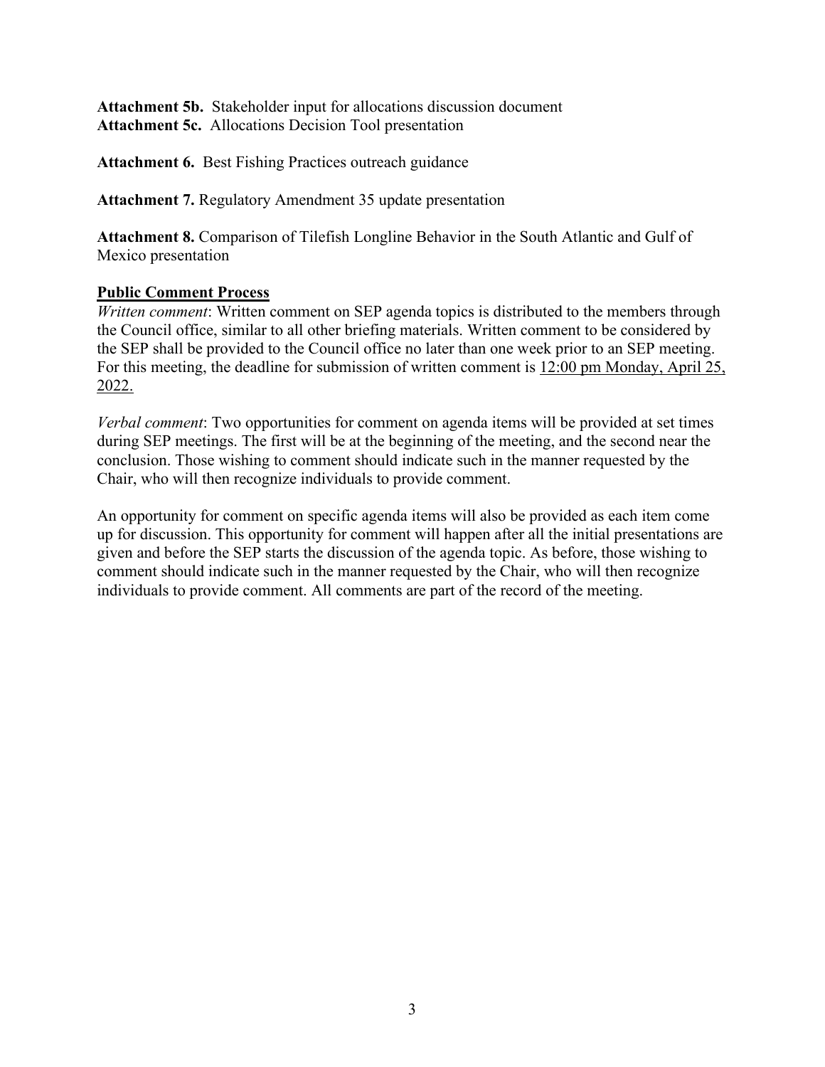**Attachment 5b.** Stakeholder input for allocations discussion document
**Attachment 5c.** Allocations Decision Tool presentation

**Attachment 6.** Best Fishing Practices outreach guidance

**Attachment 7.** Regulatory Amendment 35 update presentation

**Attachment 8.** Comparison of Tilefish Longline Behavior in the South Atlantic and Gulf of Mexico presentation

**Public Comment Process**

*Written comment*: Written comment on SEP agenda topics is distributed to the members through the Council office, similar to all other briefing materials. Written comment to be considered by the SEP shall be provided to the Council office no later than one week prior to an SEP meeting. For this meeting, the deadline for submission of written comment is 12:00 pm Monday, April 25, 2022.

*Verbal comment*: Two opportunities for comment on agenda items will be provided at set times during SEP meetings. The first will be at the beginning of the meeting, and the second near the conclusion. Those wishing to comment should indicate such in the manner requested by the Chair, who will then recognize individuals to provide comment.

An opportunity for comment on specific agenda items will also be provided as each item come up for discussion. This opportunity for comment will happen after all the initial presentations are given and before the SEP starts the discussion of the agenda topic. As before, those wishing to comment should indicate such in the manner requested by the Chair, who will then recognize individuals to provide comment. All comments are part of the record of the meeting.